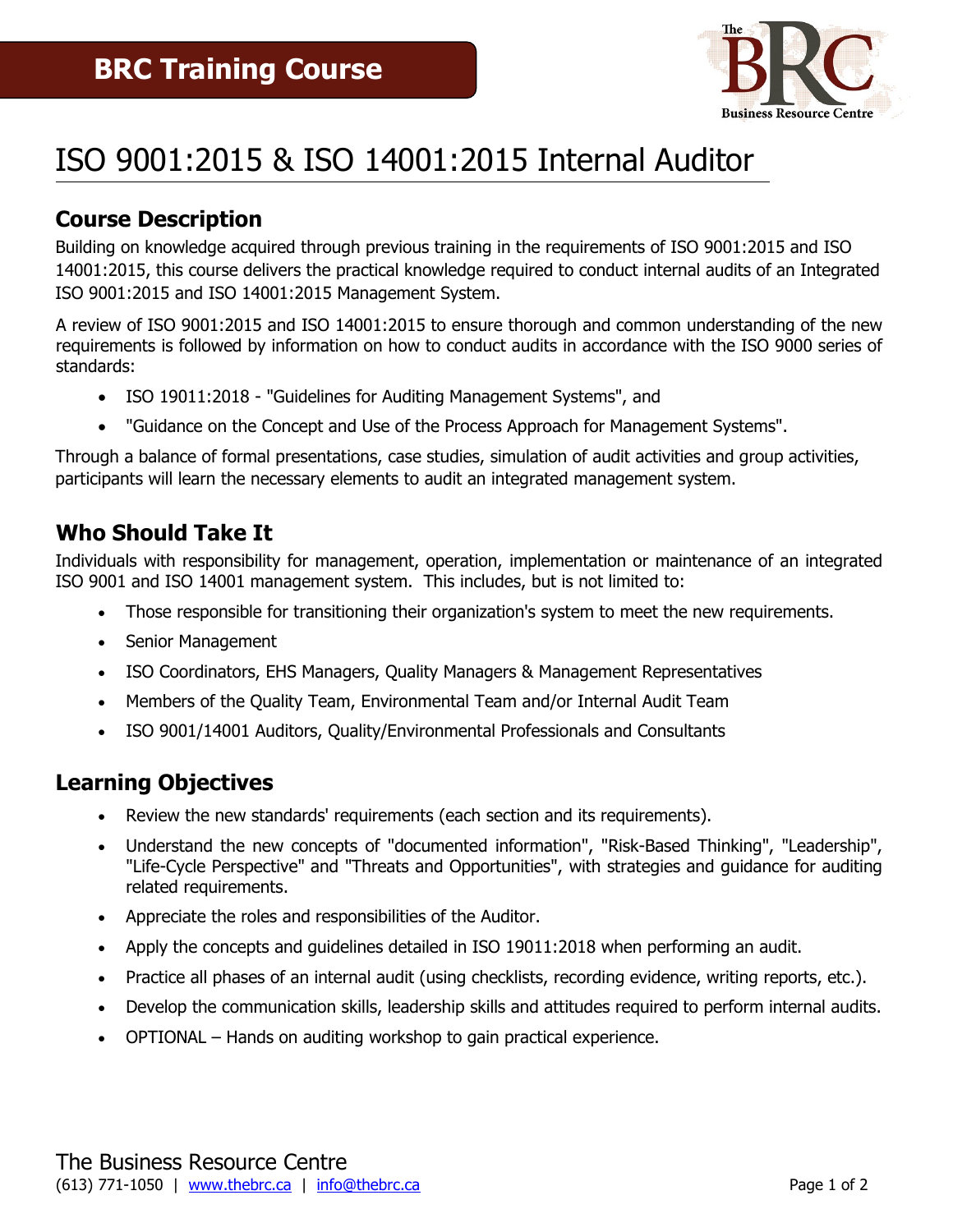# BRC Training Course

# ISO 9001:2015 & ISO 14001:2015 Internal Auditor

## Course Description

Building on knowledge acquired through previous training in the requirements of ISO 9001:2015 and ISO 14001:2015, this course delivers the practical knowledge required to conduct internal audits of an Integrated ISO 9001:2015 and ISO 14001:2015 Management System.

A review of ISO 9001:2015 and ISO 14001:2015 to ensure thorough and common understanding of the new requirements is followed by information on how to conduct audits in accordance with the ISO 9000 series of standards:

- ISO 19011:2018 - "Guidelines for Auditing Management Systems", and
- "Guidance on the Concept and Use of the Process Approach for Management Systems".

Through a balance of formal presentations, case studies, simulation of audit activities and group activities, participants will learn the necessary elements to audit an integrated management system.

## Who Should Take It

Individuals with responsibility for management, operation, implementation or maintenance of an integrated ISO 9001 and ISO 14001 management system. This includes, but is not limited to:

- Those responsible for transitioning their organization's system to meet the new requirements.
- Senior Management
- ISO Coordinators, EHS Managers, Quality Managers & Management Representatives
- Members of the Quality Team, Environmental Team and/or Internal Audit Team
- ISO 9001/14001 Auditors, Quality/Environmental Professionals and Consultants

## Learning Objectives

- Review the new standards' requirements (each section and its requirements).
- Understand the new concepts of "documented information", "Risk-Based Thinking", "Leadership", "Life-Cycle Perspective" and "Threats and Opportunities", with strategies and guidance for auditing related requirements.
- Appreciate the roles and responsibilities of the Auditor.
- Apply the concepts and guidelines detailed in ISO 19011:2018 when performing an audit.
- Practice all phases of an internal audit (using checklists, recording evidence, writing reports, etc.).
- Develop the communication skills, leadership skills and attitudes required to perform internal audits.
- OPTIONAL – Hands on auditing workshop to gain practical experience.

The Business Resource Centre
(613) 771-1050 | www.thebrc.ca | info@thebrc.ca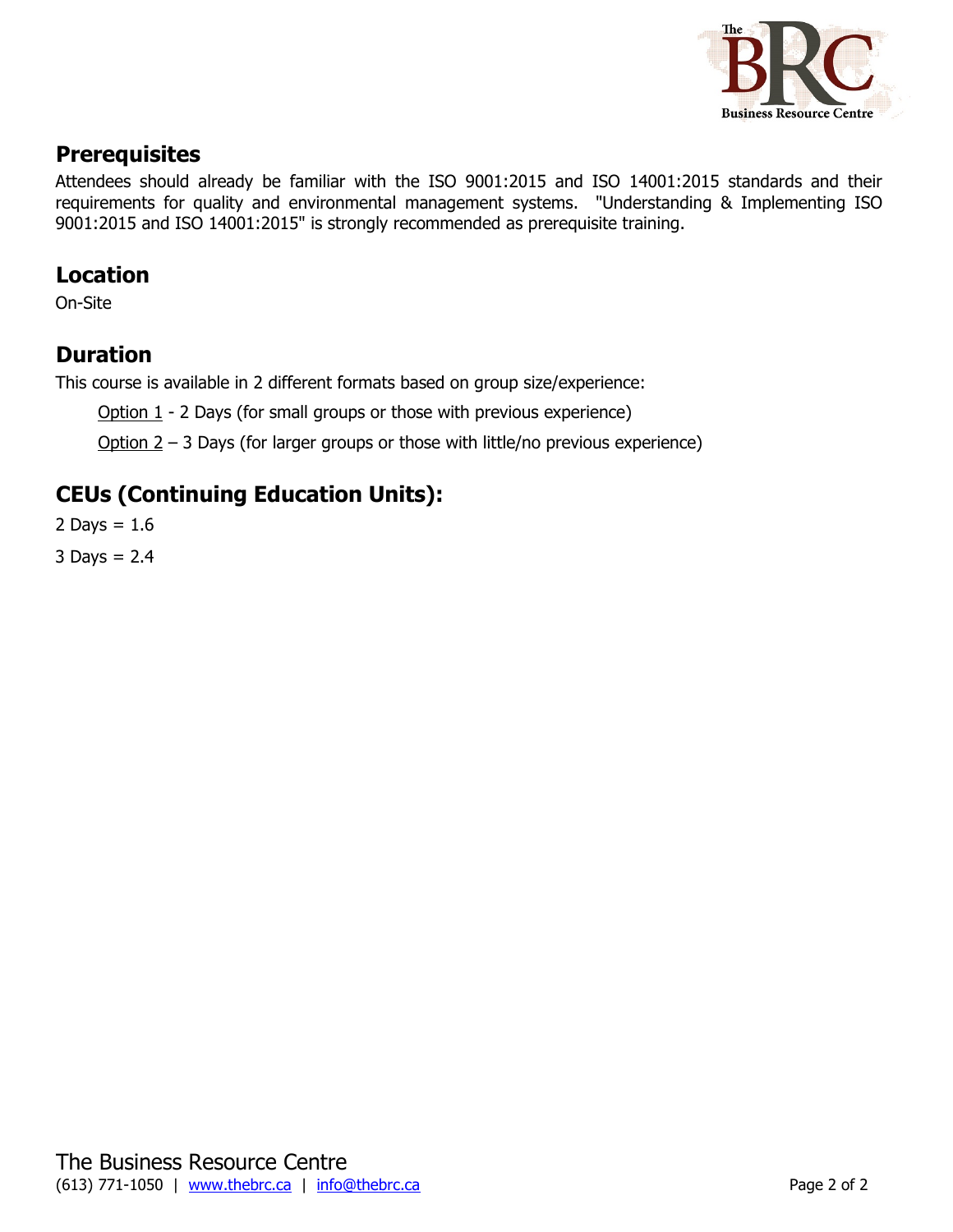## Prerequisites

Attendees should already be familiar with the ISO 9001:2015 and ISO 14001:2015 standards and their requirements for quality and environmental management systems. "Understanding & Implementing ISO 9001:2015 and ISO 14001:2015" is strongly recommended as prerequisite training.

## Location

On-Site

## Duration

This course is available in 2 different formats based on group size/experience:

Option 1 - 2 Days (for small groups or those with previous experience)

Option 2 – 3 Days (for larger groups or those with little/no previous experience)

## CEUs (Continuing Education Units):

2 Days = 1.6

3 Days = 2.4

The Business Resource Centre
(613) 771-1050 | www.thebrc.ca | info@thebrc.ca